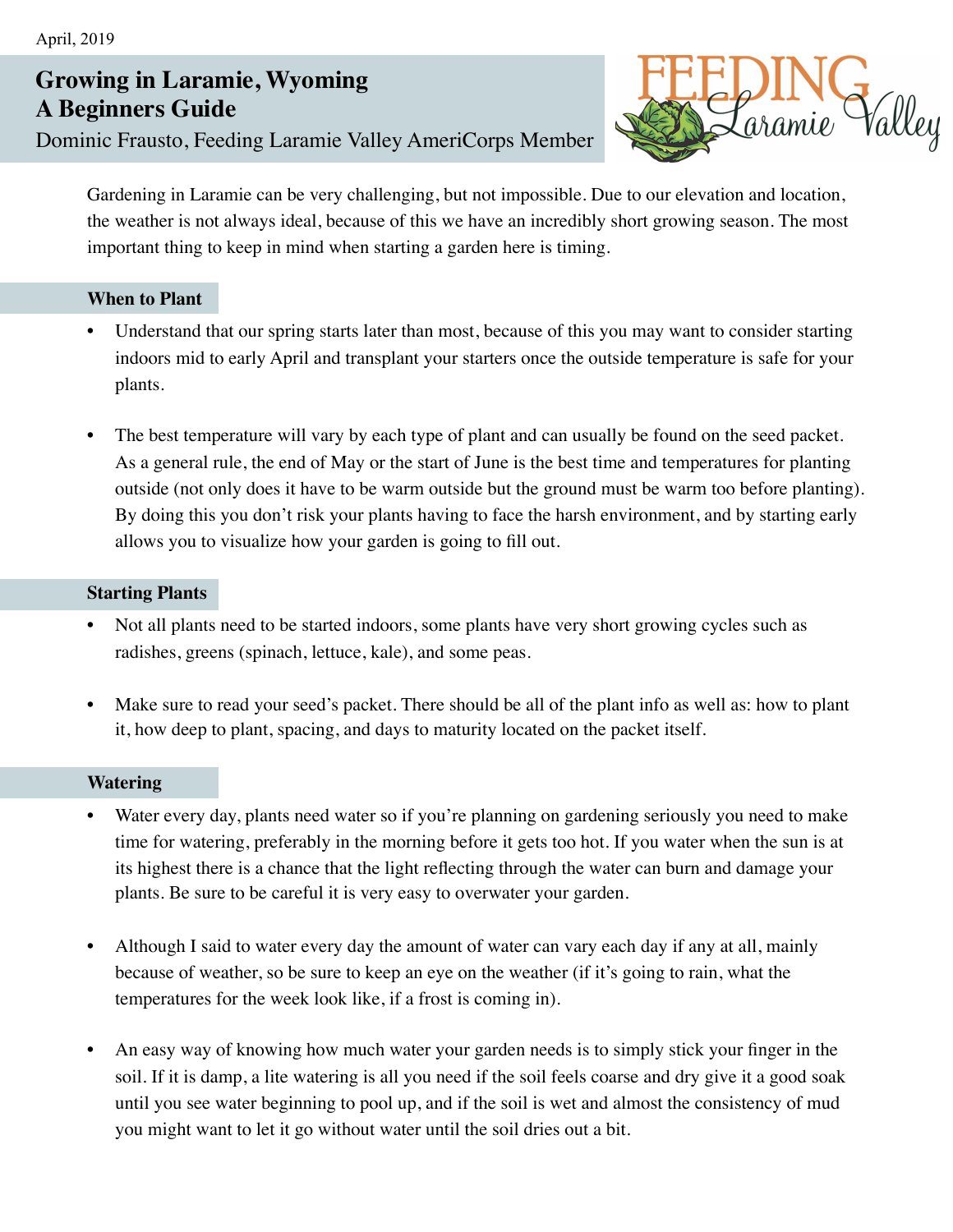April, 2019

# Growing in Laramie, Wyoming
# A Beginners Guide

Dominic Frausto, Feeding Laramie Valley AmeriCorps Member

Gardening in Laramie can be very challenging, but not impossible. Due to our elevation and location, the weather is not always ideal, because of this we have an incredibly short growing season. The most important thing to keep in mind when starting a garden here is timing.

## When to Plant

- Understand that our spring starts later than most, because of this you may want to consider starting indoors mid to early April and transplant your starters once the outside temperature is safe for your plants.

- The best temperature will vary by each type of plant and can usually be found on the seed packet. As a general rule, the end of May or the start of June is the best time and temperatures for planting outside (not only does it have to be warm outside but the ground must be warm too before planting). By doing this you don't risk your plants having to face the harsh environment, and by starting early allows you to visualize how your garden is going to fill out.

## Starting Plants

- Not all plants need to be started indoors, some plants have very short growing cycles such as radishes, greens (spinach, lettuce, kale), and some peas.

- Make sure to read your seed's packet. There should be all of the plant info as well as: how to plant it, how deep to plant, spacing, and days to maturity located on the packet itself.

## Watering

- Water every day, plants need water so if you're planning on gardening seriously you need to make time for watering, preferably in the morning before it gets too hot. If you water when the sun is at its highest there is a chance that the light reflecting through the water can burn and damage your plants. Be sure to be careful it is very easy to overwater your garden.

- Although I said to water every day the amount of water can vary each day if any at all, mainly because of weather, so be sure to keep an eye on the weather (if it's going to rain, what the temperatures for the week look like, if a frost is coming in).

- An easy way of knowing how much water your garden needs is to simply stick your finger in the soil. If it is damp, a lite watering is all you need if the soil feels coarse and dry give it a good soak until you see water beginning to pool up, and if the soil is wet and almost the consistency of mud you might want to let it go without water until the soil dries out a bit.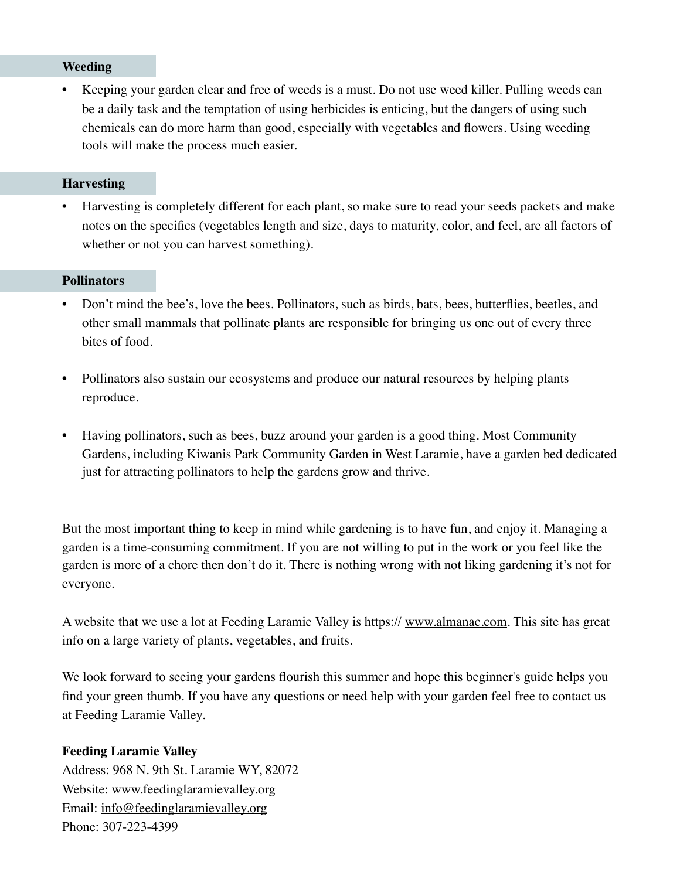### Weeding

- Keeping your garden clear and free of weeds is a must. Do not use weed killer. Pulling weeds can be a daily task and the temptation of using herbicides is enticing, but the dangers of using such chemicals can do more harm than good, especially with vegetables and flowers. Using weeding tools will make the process much easier.

### Harvesting

- Harvesting is completely different for each plant, so make sure to read your seeds packets and make notes on the specifics (vegetables length and size, days to maturity, color, and feel, are all factors of whether or not you can harvest something).

### Pollinators

- Don't mind the bee's, love the bees. Pollinators, such as birds, bats, bees, butterflies, beetles, and other small mammals that pollinate plants are responsible for bringing us one out of every three bites of food.

- Pollinators also sustain our ecosystems and produce our natural resources by helping plants reproduce.

- Having pollinators, such as bees, buzz around your garden is a good thing. Most Community Gardens, including Kiwanis Park Community Garden in West Laramie, have a garden bed dedicated just for attracting pollinators to help the gardens grow and thrive.

But the most important thing to keep in mind while gardening is to have fun, and enjoy it. Managing a garden is a time-consuming commitment. If you are not willing to put in the work or you feel like the garden is more of a chore then don't do it. There is nothing wrong with not liking gardening it's not for everyone.

A website that we use a lot at Feeding Laramie Valley is https:// www.almanac.com. This site has great info on a large variety of plants, vegetables, and fruits.

We look forward to seeing your gardens flourish this summer and hope this beginner's guide helps you find your green thumb. If you have any questions or need help with your garden feel free to contact us at Feeding Laramie Valley.

**Feeding Laramie Valley**
Address: 968 N. 9th St. Laramie WY, 82072
Website: www.feedinglaramievalley.org
Email: info@feedinglaramievalley.org
Phone: 307-223-4399